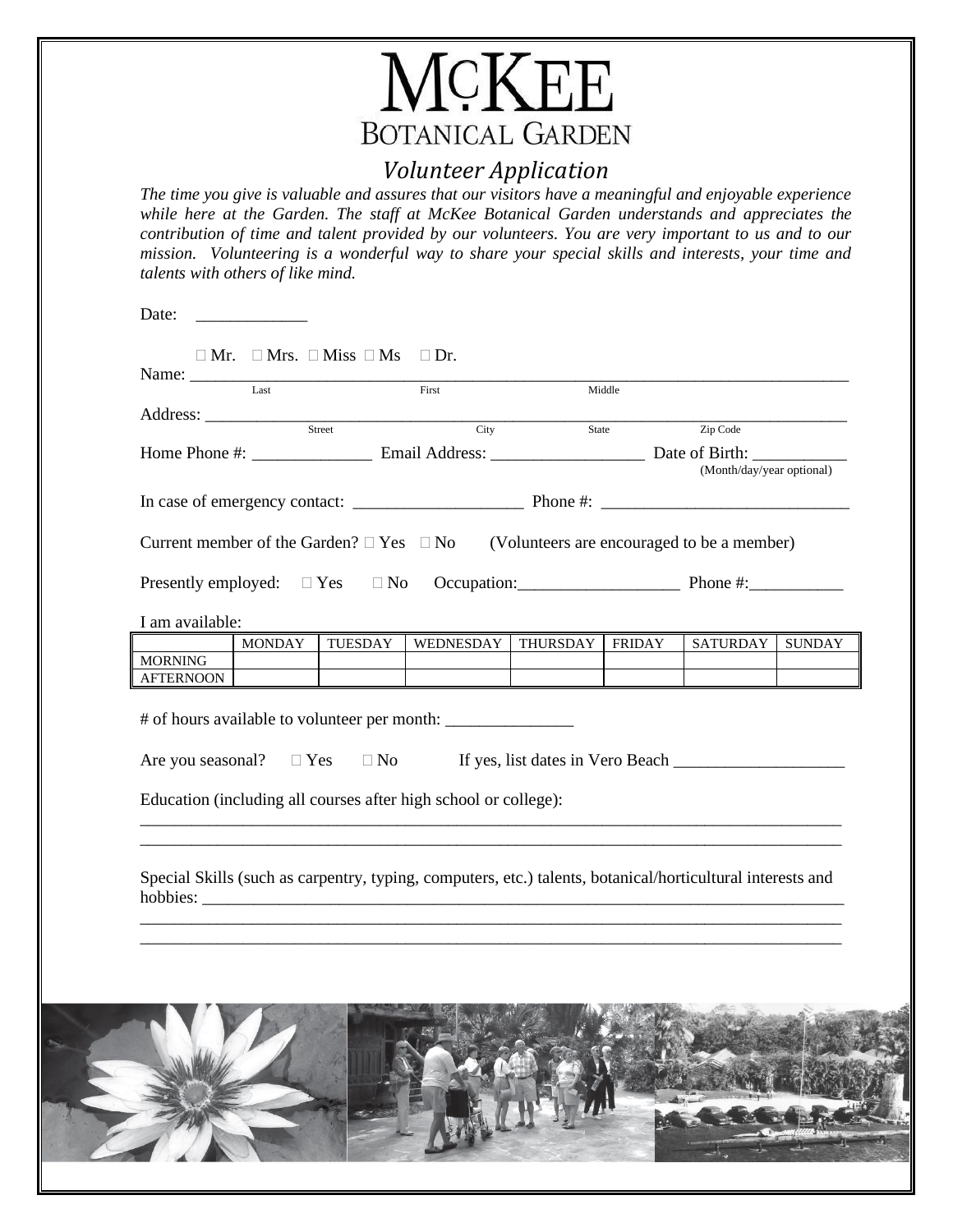# McKEE
## BOTANICAL GARDEN

### *Volunteer Application*

*The time you give is valuable and assures that our visitors have a meaningful and enjoyable experience while here at the Garden. The staff at McKee Botanical Garden understands and appreciates the contribution of time and talent provided by our volunteers. You are very important to us and to our mission. Volunteering is a wonderful way to share your special skills and interests, your time and talents with others of like mind.*

Date: _____________

☐ Mr. ☐ Mrs. ☐ Miss ☐ Ms ☐ Dr.

Name: ___________________________________________________________________________
Last                    First                    Middle

Address: _________________________________________________________________________
Street                    City                    State                    Zip Code

Home Phone #: ______________ Email Address: __________________ Date of Birth: ___________
(Month/day/year optional)

In case of emergency contact: ____________________ Phone #: _____________________________

Current member of the Garden? ☐ Yes ☐ No (Volunteers are encouraged to be a member)

Presently employed: ☐ Yes ☐ No Occupation:___________________ Phone #:___________

I am available:

| | MONDAY | TUESDAY | WEDNESDAY | THURSDAY | FRIDAY | SATURDAY | SUNDAY |
|---|---|---|---|---|---|---|---|
| MORNING | | | | | | | |
| AFTERNOON | | | | | | | |

# of hours available to volunteer per month: _______________

Are you seasonal? ☐ Yes ☐ No If yes, list dates in Vero Beach ____________________

Education (including all courses after high school or college):

_____________________________________________________________________________________

_____________________________________________________________________________________

Special Skills (such as carpentry, typing, computers, etc.) talents, botanical/horticultural interests and hobbies: _____________________________________________________________________________

_____________________________________________________________________________________

_____________________________________________________________________________________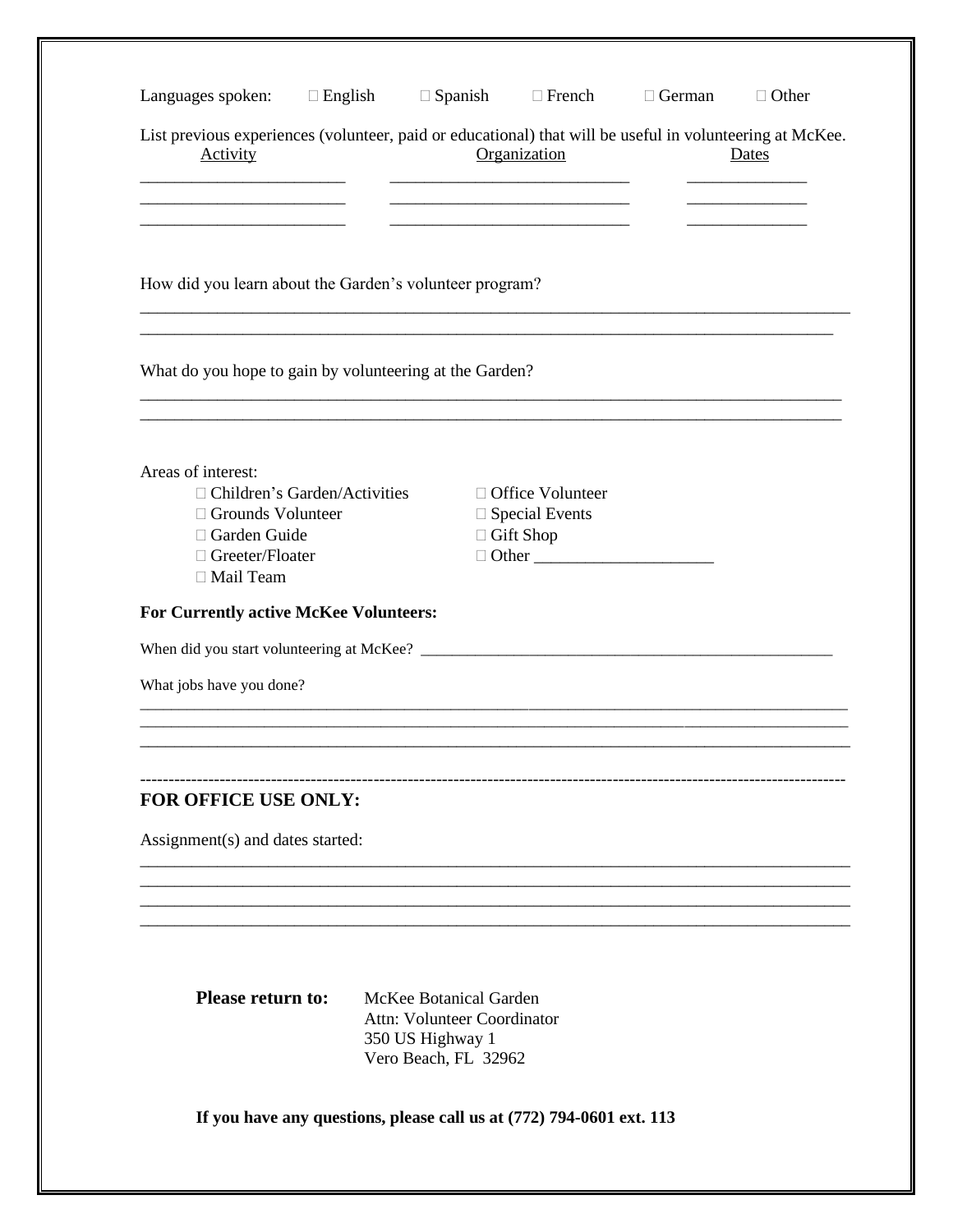Languages spoken: ☐ English ☐ Spanish ☐ French ☐ German ☐ Other

List previous experiences (volunteer, paid or educational) that will be useful in volunteering at McKee.

| Activity | Organization | Dates |
|---|---|---|
| | | |
| | | |
| | | |

How did you learn about the Garden's volunteer program?

______________________________________________________________________________

______________________________________________________________________________

What do you hope to gain by volunteering at the Garden?

______________________________________________________________________________

______________________________________________________________________________

Areas of interest:

- ☐ Children's Garden/Activities
- ☐ Grounds Volunteer
- ☐ Garden Guide
- ☐ Greeter/Floater
- ☐ Mail Team
- ☐ Office Volunteer
- ☐ Special Events
- ☐ Gift Shop
- ☐ Other ____________________

**For Currently active McKee Volunteers:**

When did you start volunteering at McKee? ______________________________________________

What jobs have you done?

______________________________________________________________________________

______________________________________________________________________________

______________________________________________________________________________

---

**FOR OFFICE USE ONLY:**

Assignment(s) and dates started:

______________________________________________________________________________

______________________________________________________________________________

______________________________________________________________________________

______________________________________________________________________________

**Please return to:**

McKee Botanical Garden
Attn: Volunteer Coordinator
350 US Highway 1
Vero Beach, FL 32962

**If you have any questions, please call us at (772) 794-0601 ext. 113**